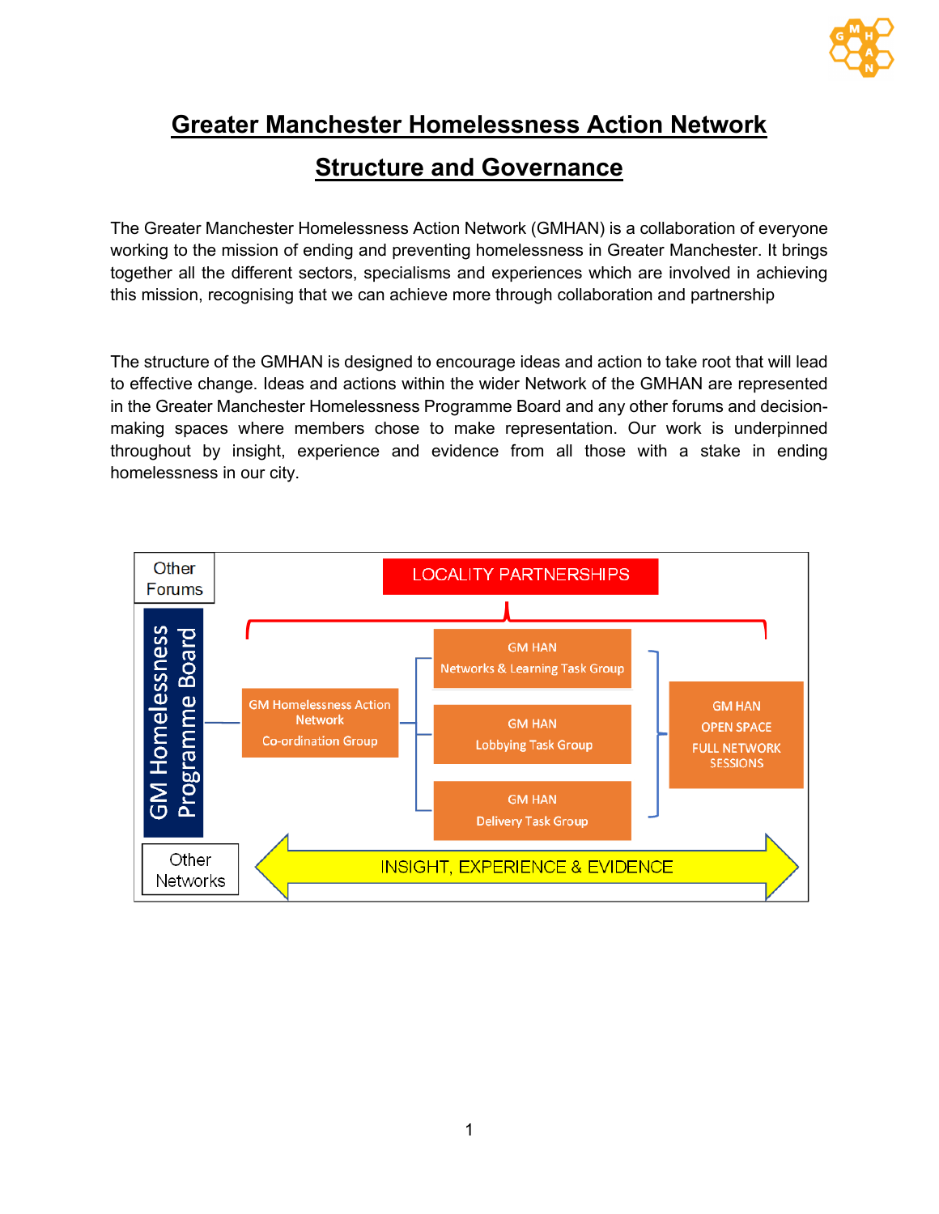# Greater Manchester Homelessness Action Network

## Structure and Governance

The Greater Manchester Homelessness Action Network (GMHAN) is a collaboration of everyone working to the mission of ending and preventing homelessness in Greater Manchester. It brings together all the different sectors, specialisms and experiences which are involved in achieving this mission, recognising that we can achieve more through collaboration and partnership

The structure of the GMHAN is designed to encourage ideas and action to take root that will lead to effective change. Ideas and actions within the wider Network of the GMHAN are represented in the Greater Manchester Homelessness Programme Board and any other forums and decision-making spaces where members chose to make representation. Our work is underpinned throughout by insight, experience and evidence from all those with a stake in ending homelessness in our city.

Other Forums

LOCALITY PARTNERSHIPS

GM Homelessness Programme Board

GM Homelessness Action Network Co-ordination Group

GM HAN Networks & Learning Task Group

GM HAN Lobbying Task Group

GM HAN Delivery Task Group

GM HAN OPEN SPACE FULL NETWORK SESSIONS

Other Networks

INSIGHT, EXPERIENCE & EVIDENCE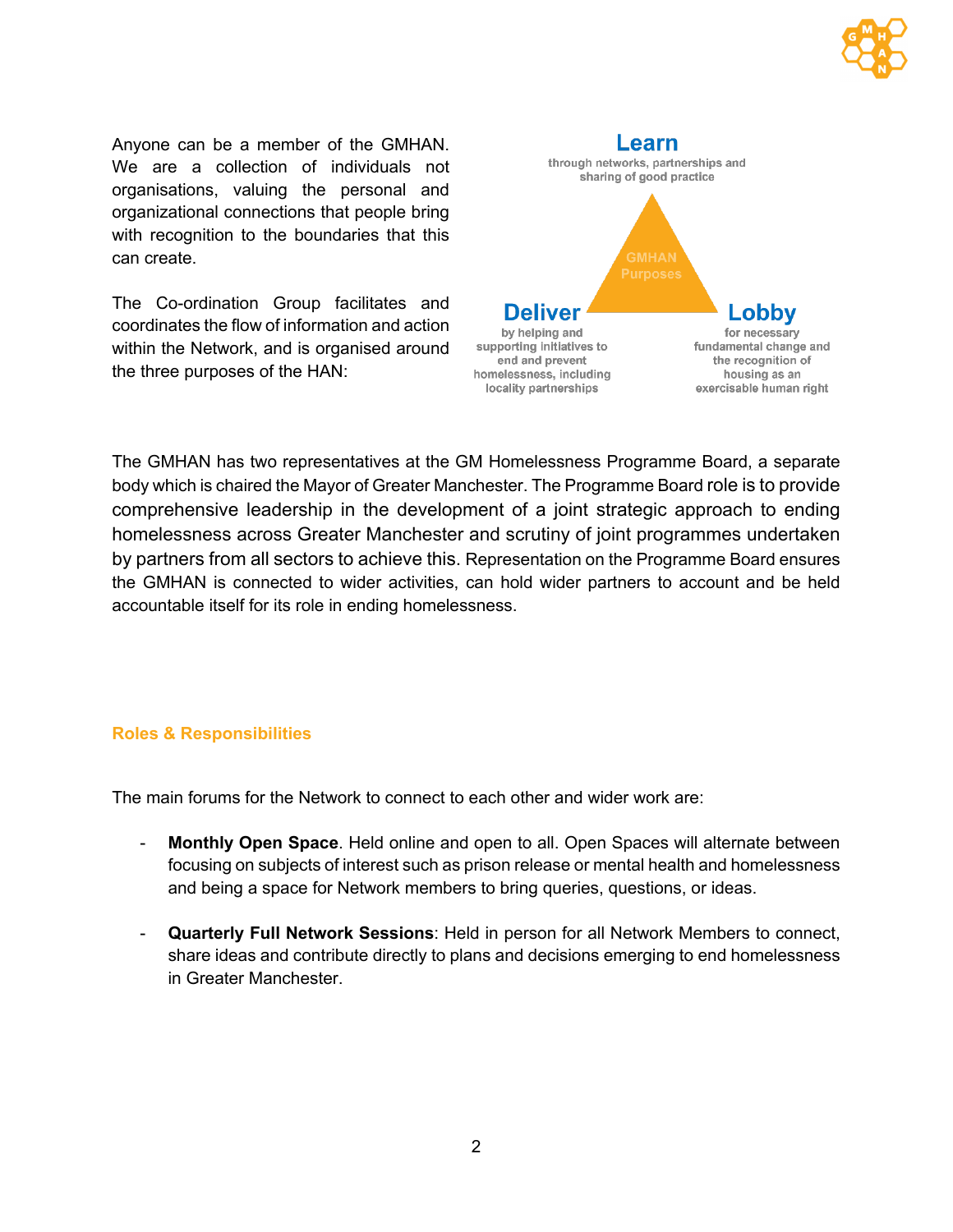Anyone can be a member of the GMHAN. We are a collection of individuals not organisations, valuing the personal and organizational connections that people bring with recognition to the boundaries that this can create.

The Co-ordination Group facilitates and coordinates the flow of information and action within the Network, and is organised around the three purposes of the HAN:

**Learn**
through networks, partnerships and sharing of good practice

GMHAN Purposes

**Deliver**
by helping and supporting initiatives to end and prevent homelessness, including locality partnerships

**Lobby**
for necessary fundamental change and the recognition of housing as an exercisable human right

The GMHAN has two representatives at the GM Homelessness Programme Board, a separate body which is chaired the Mayor of Greater Manchester. The Programme Board role is to provide comprehensive leadership in the development of a joint strategic approach to ending homelessness across Greater Manchester and scrutiny of joint programmes undertaken by partners from all sectors to achieve this. Representation on the Programme Board ensures the GMHAN is connected to wider activities, can hold wider partners to account and be held accountable itself for its role in ending homelessness.

## Roles & Responsibilities

The main forums for the Network to connect to each other and wider work are:

- **Monthly Open Space**. Held online and open to all. Open Spaces will alternate between focusing on subjects of interest such as prison release or mental health and homelessness and being a space for Network members to bring queries, questions, or ideas.

- **Quarterly Full Network Sessions**: Held in person for all Network Members to connect, share ideas and contribute directly to plans and decisions emerging to end homelessness in Greater Manchester.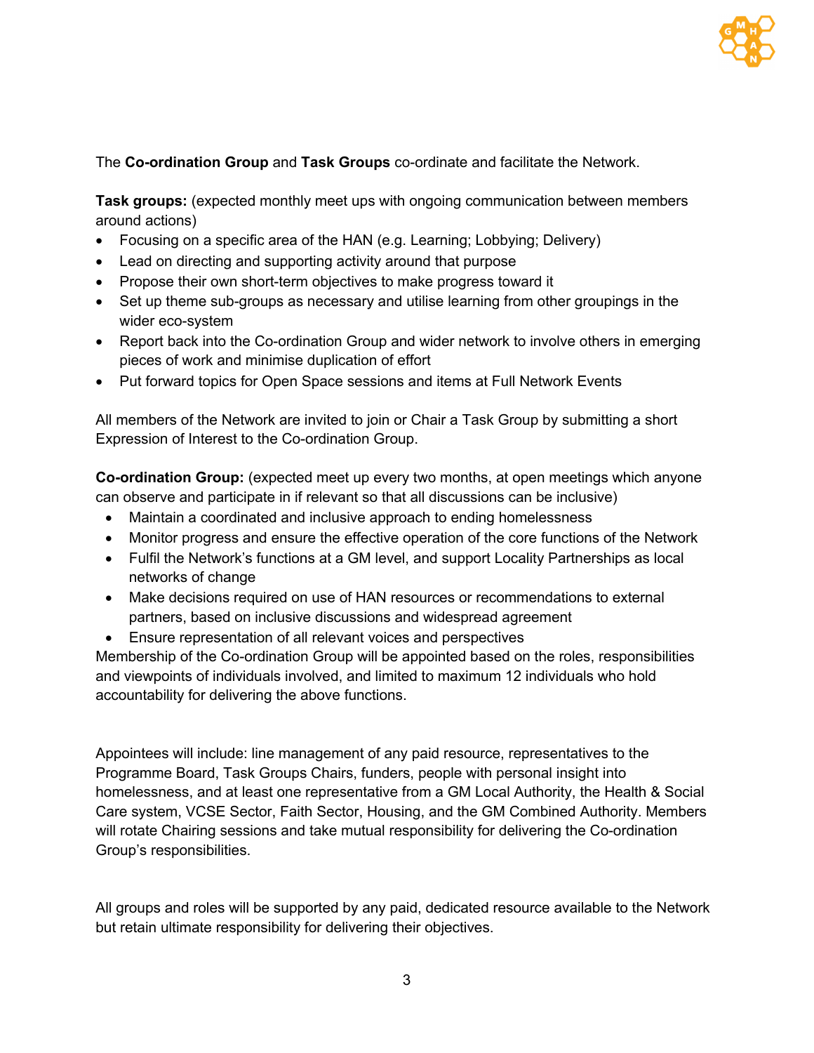The **Co-ordination Group** and **Task Groups** co-ordinate and facilitate the Network.

**Task groups:** (expected monthly meet ups with ongoing communication between members around actions)

- Focusing on a specific area of the HAN (e.g. Learning; Lobbying; Delivery)
- Lead on directing and supporting activity around that purpose
- Propose their own short-term objectives to make progress toward it
- Set up theme sub-groups as necessary and utilise learning from other groupings in the wider eco-system
- Report back into the Co-ordination Group and wider network to involve others in emerging pieces of work and minimise duplication of effort
- Put forward topics for Open Space sessions and items at Full Network Events

All members of the Network are invited to join or Chair a Task Group by submitting a short Expression of Interest to the Co-ordination Group.

**Co-ordination Group:** (expected meet up every two months, at open meetings which anyone can observe and participate in if relevant so that all discussions can be inclusive)

- Maintain a coordinated and inclusive approach to ending homelessness
- Monitor progress and ensure the effective operation of the core functions of the Network
- Fulfil the Network's functions at a GM level, and support Locality Partnerships as local networks of change
- Make decisions required on use of HAN resources or recommendations to external partners, based on inclusive discussions and widespread agreement
- Ensure representation of all relevant voices and perspectives

Membership of the Co-ordination Group will be appointed based on the roles, responsibilities and viewpoints of individuals involved, and limited to maximum 12 individuals who hold accountability for delivering the above functions.

Appointees will include: line management of any paid resource, representatives to the Programme Board, Task Groups Chairs, funders, people with personal insight into homelessness, and at least one representative from a GM Local Authority, the Health & Social Care system, VCSE Sector, Faith Sector, Housing, and the GM Combined Authority. Members will rotate Chairing sessions and take mutual responsibility for delivering the Co-ordination Group's responsibilities.

All groups and roles will be supported by any paid, dedicated resource available to the Network but retain ultimate responsibility for delivering their objectives.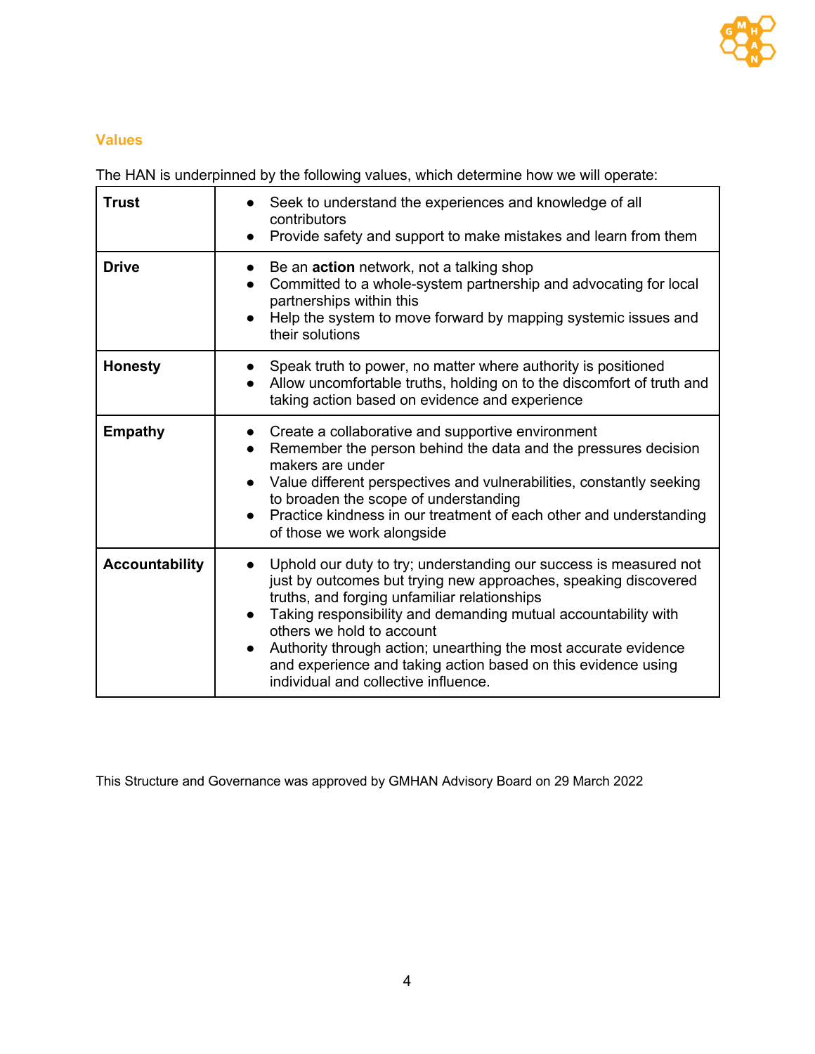## Values

The HAN is underpinned by the following values, which determine how we will operate:

| | |
|---|---|
| **Trust** | ● Seek to understand the experiences and knowledge of all contributors<br>● Provide safety and support to make mistakes and learn from them |
| **Drive** | ● Be an **action** network, not a talking shop<br>● Committed to a whole-system partnership and advocating for local partnerships within this<br>● Help the system to move forward by mapping systemic issues and their solutions |
| **Honesty** | ● Speak truth to power, no matter where authority is positioned<br>● Allow uncomfortable truths, holding on to the discomfort of truth and taking action based on evidence and experience |
| **Empathy** | ● Create a collaborative and supportive environment<br>● Remember the person behind the data and the pressures decision makers are under<br>● Value different perspectives and vulnerabilities, constantly seeking to broaden the scope of understanding<br>● Practice kindness in our treatment of each other and understanding of those we work alongside |
| **Accountability** | ● Uphold our duty to try; understanding our success is measured not just by outcomes but trying new approaches, speaking discovered truths, and forging unfamiliar relationships<br>● Taking responsibility and demanding mutual accountability with others we hold to account<br>● Authority through action; unearthing the most accurate evidence and experience and taking action based on this evidence using individual and collective influence. |

This Structure and Governance was approved by GMHAN Advisory Board on 29 March 2022